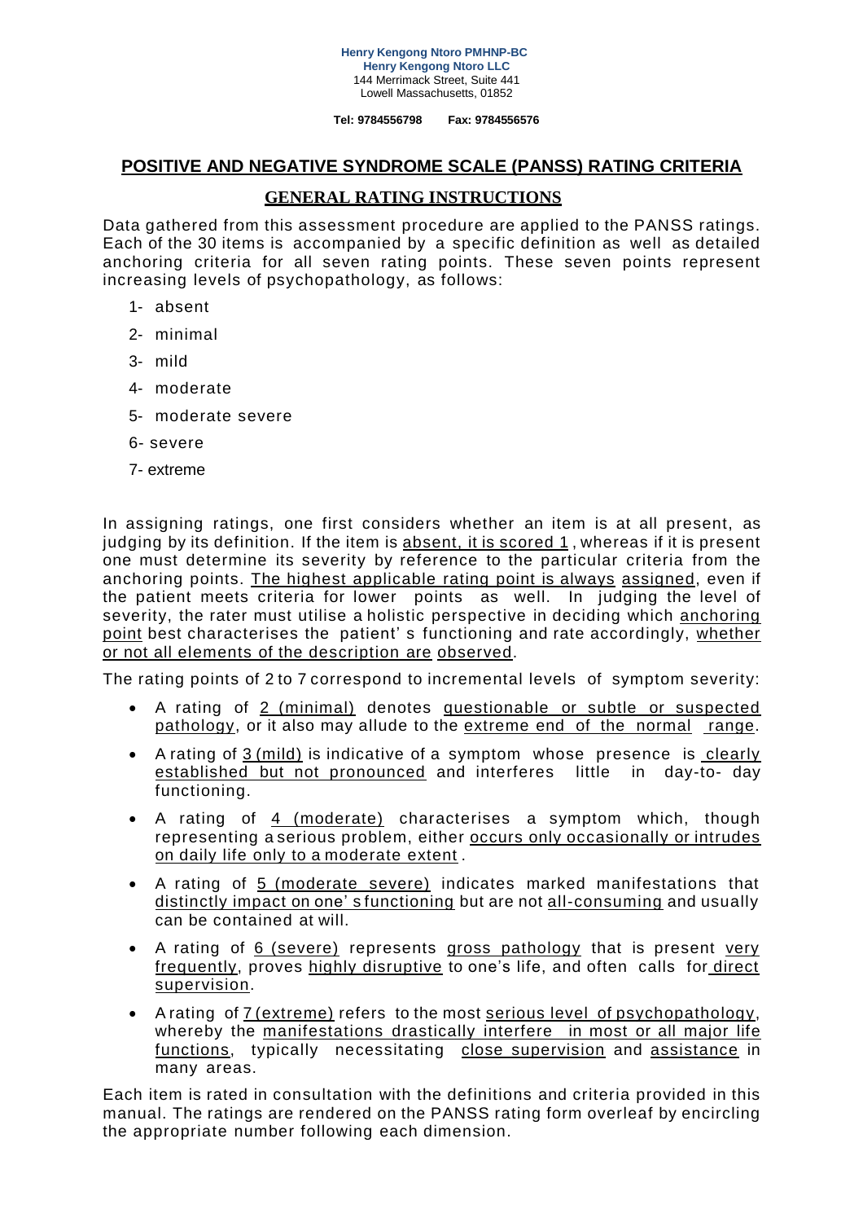**Henry Kengong Ntoro PMHNP-BC**
**Henry Kengong Ntoro LLC**
144 Merrimack Street, Suite 441
Lowell Massachusetts, 01852

**Tel: 9784556798 Fax: 9784556576**

# POSITIVE AND NEGATIVE SYNDROME SCALE (PANSS) RATING CRITERIA

## GENERAL RATING INSTRUCTIONS

Data gathered from this assessment procedure are applied to the PANSS ratings. Each of the 30 items is accompanied by a specific definition as well as detailed anchoring criteria for all seven rating points. These seven points represent increasing levels of psychopathology, as follows:

1- absent
2- minimal
3- mild
4- moderate
5- moderate severe
6- severe
7- extreme

In assigning ratings, one first considers whether an item is at all present, as judging by its definition. If the item is absent, it is scored 1 , whereas if it is present one must determine its severity by reference to the particular criteria from the anchoring points. The highest applicable rating point is always assigned, even if the patient meets criteria for lower points as well. In judging the level of severity, the rater must utilise a holistic perspective in deciding which anchoring point best characterises the patient' s functioning and rate accordingly, whether or not all elements of the description are observed.

The rating points of 2 to 7 correspond to incremental levels of symptom severity:

- A rating of 2 (minimal) denotes questionable or subtle or suspected pathology, or it also may allude to the extreme end of the normal range.
- A rating of 3 (mild) is indicative of a symptom whose presence is clearly established but not pronounced and interferes little in day-to- day functioning.
- A rating of 4 (moderate) characterises a symptom which, though representing a serious problem, either occurs only occasionally or intrudes on daily life only to a moderate extent .
- A rating of 5 (moderate severe) indicates marked manifestations that distinctly impact on one' s functioning but are not all-consuming and usually can be contained at will.
- A rating of 6 (severe) represents gross pathology that is present very frequently, proves highly disruptive to one's life, and often calls for direct supervision.
- A rating of 7 (extreme) refers to the most serious level of psychopathology, whereby the manifestations drastically interfere in most or all major life functions, typically necessitating close supervision and assistance in many areas.

Each item is rated in consultation with the definitions and criteria provided in this manual. The ratings are rendered on the PANSS rating form overleaf by encircling the appropriate number following each dimension.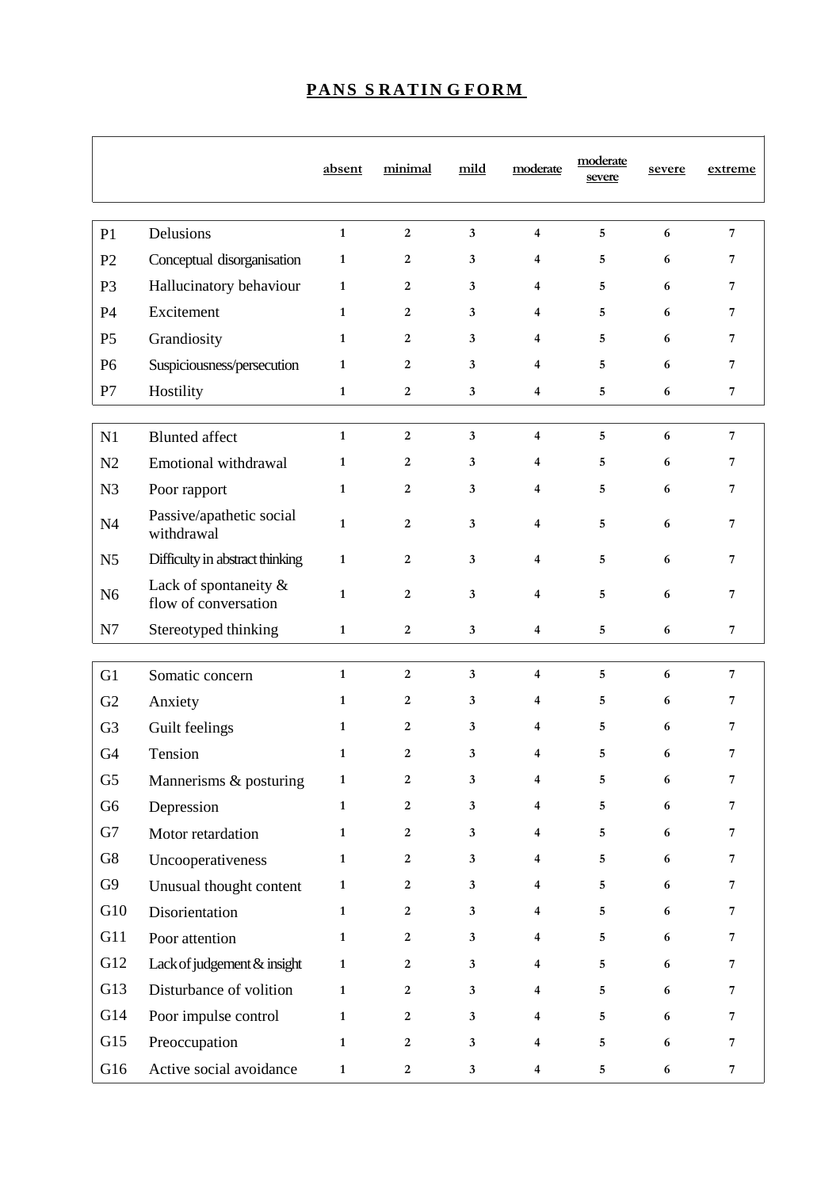# PANSS RATING FORM

| | | absent | minimal | mild | moderate | moderate severe | severe | extreme |
|---|---|---|---|---|---|---|---|---|
| P1 | Delusions | 1 | 2 | 3 | 4 | 5 | 6 | 7 |
| P2 | Conceptual disorganisation | 1 | 2 | 3 | 4 | 5 | 6 | 7 |
| P3 | Hallucinatory behaviour | 1 | 2 | 3 | 4 | 5 | 6 | 7 |
| P4 | Excitement | 1 | 2 | 3 | 4 | 5 | 6 | 7 |
| P5 | Grandiosity | 1 | 2 | 3 | 4 | 5 | 6 | 7 |
| P6 | Suspiciousness/persecution | 1 | 2 | 3 | 4 | 5 | 6 | 7 |
| P7 | Hostility | 1 | 2 | 3 | 4 | 5 | 6 | 7 |
| N1 | Blunted affect | 1 | 2 | 3 | 4 | 5 | 6 | 7 |
| N2 | Emotional withdrawal | 1 | 2 | 3 | 4 | 5 | 6 | 7 |
| N3 | Poor rapport | 1 | 2 | 3 | 4 | 5 | 6 | 7 |
| N4 | Passive/apathetic social withdrawal | 1 | 2 | 3 | 4 | 5 | 6 | 7 |
| N5 | Difficulty in abstract thinking | 1 | 2 | 3 | 4 | 5 | 6 | 7 |
| N6 | Lack of spontaneity & flow of conversation | 1 | 2 | 3 | 4 | 5 | 6 | 7 |
| N7 | Stereotyped thinking | 1 | 2 | 3 | 4 | 5 | 6 | 7 |
| G1 | Somatic concern | 1 | 2 | 3 | 4 | 5 | 6 | 7 |
| G2 | Anxiety | 1 | 2 | 3 | 4 | 5 | 6 | 7 |
| G3 | Guilt feelings | 1 | 2 | 3 | 4 | 5 | 6 | 7 |
| G4 | Tension | 1 | 2 | 3 | 4 | 5 | 6 | 7 |
| G5 | Mannerisms & posturing | 1 | 2 | 3 | 4 | 5 | 6 | 7 |
| G6 | Depression | 1 | 2 | 3 | 4 | 5 | 6 | 7 |
| G7 | Motor retardation | 1 | 2 | 3 | 4 | 5 | 6 | 7 |
| G8 | Uncooperativeness | 1 | 2 | 3 | 4 | 5 | 6 | 7 |
| G9 | Unusual thought content | 1 | 2 | 3 | 4 | 5 | 6 | 7 |
| G10 | Disorientation | 1 | 2 | 3 | 4 | 5 | 6 | 7 |
| G11 | Poor attention | 1 | 2 | 3 | 4 | 5 | 6 | 7 |
| G12 | Lack of judgement & insight | 1 | 2 | 3 | 4 | 5 | 6 | 7 |
| G13 | Disturbance of volition | 1 | 2 | 3 | 4 | 5 | 6 | 7 |
| G14 | Poor impulse control | 1 | 2 | 3 | 4 | 5 | 6 | 7 |
| G15 | Preoccupation | 1 | 2 | 3 | 4 | 5 | 6 | 7 |
| G16 | Active social avoidance | 1 | 2 | 3 | 4 | 5 | 6 | 7 |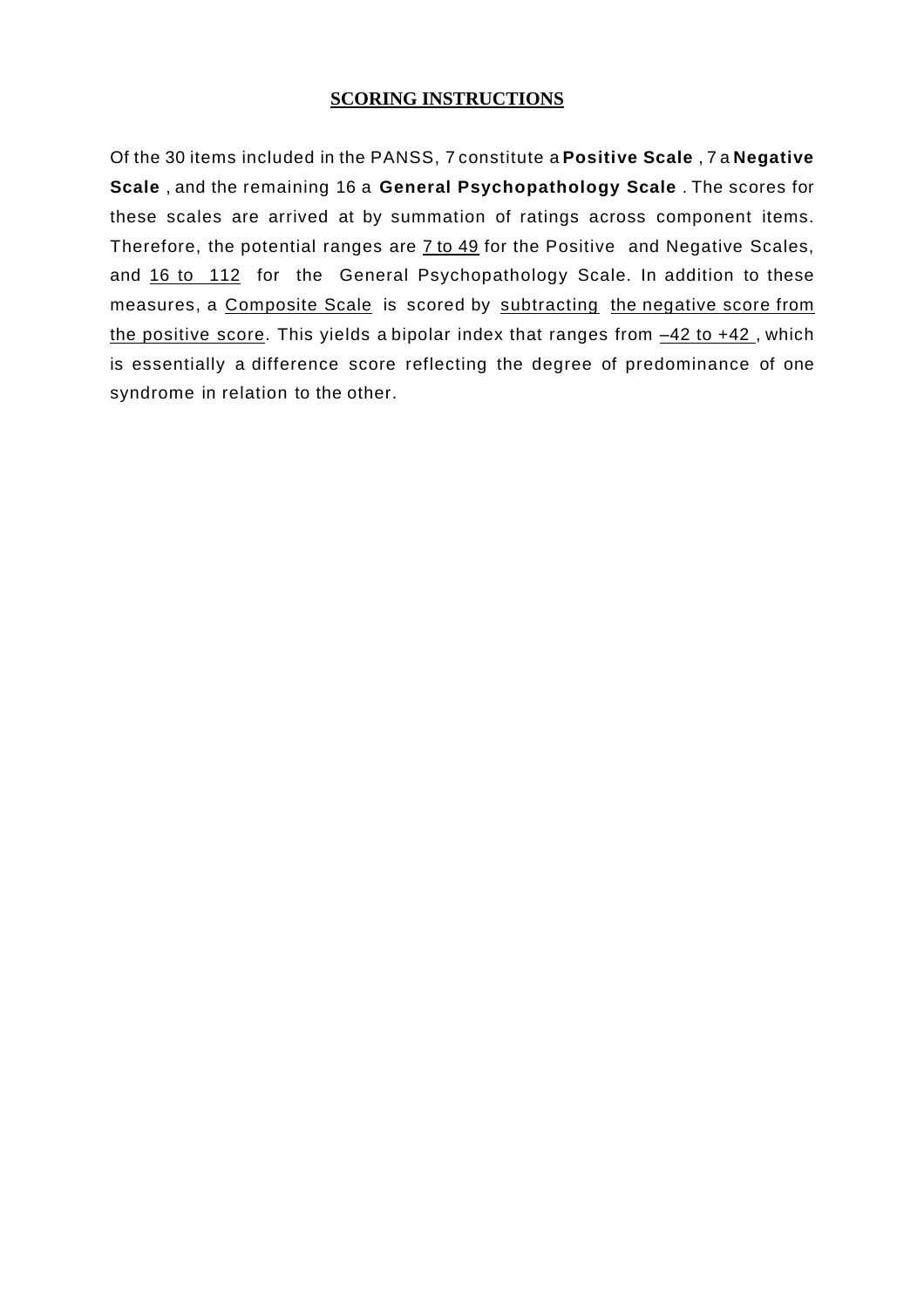## SCORING INSTRUCTIONS

Of the 30 items included in the PANSS, 7 constitute a **Positive Scale**, 7 a **Negative Scale**, and the remaining 16 a **General Psychopathology Scale**. The scores for these scales are arrived at by summation of ratings across component items. Therefore, the potential ranges are 7 to 49 for the Positive and Negative Scales, and 16 to 112 for the General Psychopathology Scale. In addition to these measures, a Composite Scale is scored by subtracting the negative score from the positive score. This yields a bipolar index that ranges from –42 to +42, which is essentially a difference score reflecting the degree of predominance of one syndrome in relation to the other.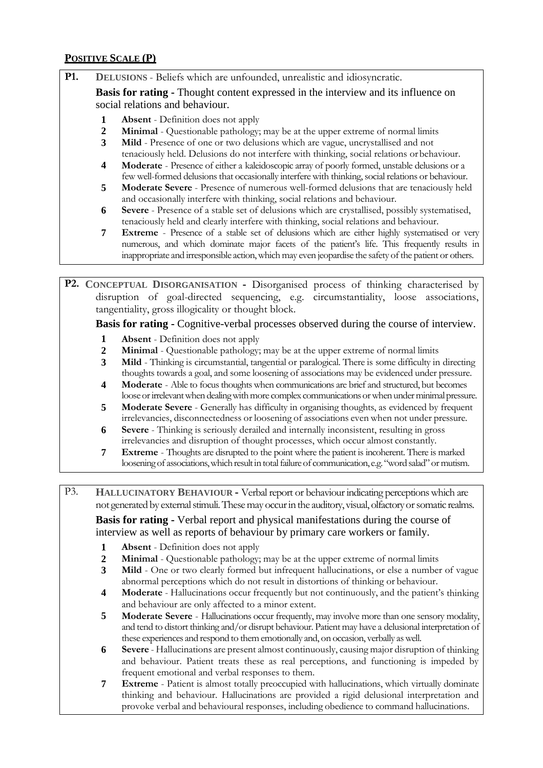## **POSITIVE SCALE (P)**

**P1.** **DELUSIONS** - Beliefs which are unfounded, unrealistic and idiosyncratic.

**Basis for rating -** Thought content expressed in the interview and its influence on social relations and behaviour.

1. **Absent** - Definition does not apply
2. **Minimal** - Questionable pathology; may be at the upper extreme of normal limits
3. **Mild** - Presence of one or two delusions which are vague, uncrystallised and not tenaciously held. Delusions do not interfere with thinking, social relations or behaviour.
4. **Moderate** - Presence of either a kaleidoscopic array of poorly formed, unstable delusions or a few well-formed delusions that occasionally interfere with thinking, social relations or behaviour.
5. **Moderate Severe** - Presence of numerous well-formed delusions that are tenaciously held and occasionally interfere with thinking, social relations and behaviour.
6. **Severe** - Presence of a stable set of delusions which are crystallised, possibly systematised, tenaciously held and clearly interfere with thinking, social relations and behaviour.
7. **Extreme** - Presence of a stable set of delusions which are either highly systematised or very numerous, and which dominate major facets of the patient's life. This frequently results in inappropriate and irresponsible action, which may even jeopardise the safety of the patient or others.

**P2.** **CONCEPTUAL DISORGANISATION -** Disorganised process of thinking characterised by disruption of goal-directed sequencing, e.g. circumstantiality, loose associations, tangentiality, gross illogicality or thought block.

**Basis for rating -** Cognitive-verbal processes observed during the course of interview.

1. **Absent** - Definition does not apply
2. **Minimal** - Questionable pathology; may be at the upper extreme of normal limits
3. **Mild** - Thinking is circumstantial, tangential or paralogical. There is some difficulty in directing thoughts towards a goal, and some loosening of associations may be evidenced under pressure.
4. **Moderate** - Able to focus thoughts when communications are brief and structured, but becomes loose or irrelevant when dealing with more complex communications or when under minimal pressure.
5. **Moderate Severe** - Generally has difficulty in organising thoughts, as evidenced by frequent irrelevancies, disconnectedness or loosening of associations even when not under pressure.
6. **Severe** - Thinking is seriously derailed and internally inconsistent, resulting in gross irrelevancies and disruption of thought processes, which occur almost constantly.
7. **Extreme** - Thoughts are disrupted to the point where the patient is incoherent. There is marked loosening of associations, which result in total failure of communication, e.g. "word salad" or mutism.

P3. **HALLUCINATORY BEHAVIOUR -** Verbal report or behaviour indicating perceptions which are not generated by external stimuli. These may occur in the auditory, visual, olfactory or somatic realms.

**Basis for rating -** Verbal report and physical manifestations during the course of interview as well as reports of behaviour by primary care workers or family.

1. **Absent** - Definition does not apply
2. **Minimal** - Questionable pathology; may be at the upper extreme of normal limits
3. **Mild** - One or two clearly formed but infrequent hallucinations, or else a number of vague abnormal perceptions which do not result in distortions of thinking or behaviour.
4. **Moderate** - Hallucinations occur frequently but not continuously, and the patient's thinking and behaviour are only affected to a minor extent.
5. **Moderate Severe** - Hallucinations occur frequently, may involve more than one sensory modality, and tend to distort thinking and/or disrupt behaviour. Patient may have a delusional interpretation of these experiences and respond to them emotionally and, on occasion, verbally as well.
6. **Severe** - Hallucinations are present almost continuously, causing major disruption of thinking and behaviour. Patient treats these as real perceptions, and functioning is impeded by frequent emotional and verbal responses to them.
7. **Extreme** - Patient is almost totally preoccupied with hallucinations, which virtually dominate thinking and behaviour. Hallucinations are provided a rigid delusional interpretation and provoke verbal and behavioural responses, including obedience to command hallucinations.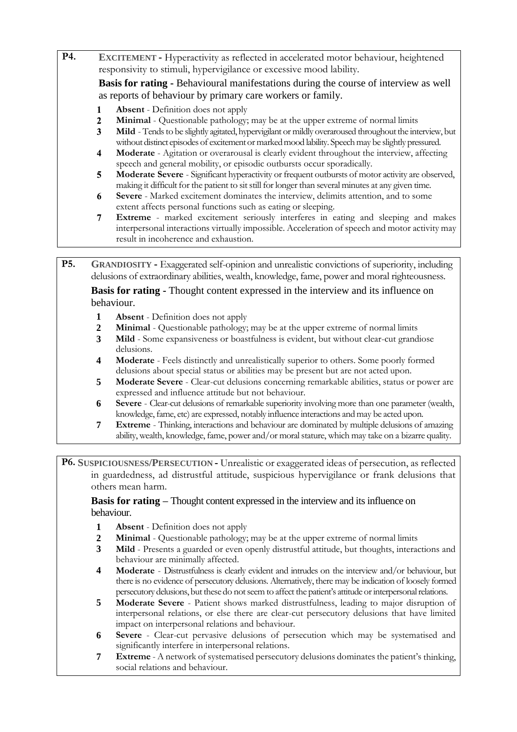**P4.** **EXCITEMENT -** Hyperactivity as reflected in accelerated motor behaviour, heightened responsivity to stimuli, hypervigilance or excessive mood lability.

**Basis for rating -** Behavioural manifestations during the course of interview as well as reports of behaviour by primary care workers or family.

1. **Absent** - Definition does not apply
2. **Minimal** - Questionable pathology; may be at the upper extreme of normal limits
3. **Mild** - Tends to be slightly agitated, hypervigilant or mildly overaroused throughout the interview, but without distinct episodes of excitement or marked mood lability. Speech may be slightly pressured.
4. **Moderate** - Agitation or overarousal is clearly evident throughout the interview, affecting speech and general mobility, or episodic outbursts occur sporadically.
5. **Moderate Severe** - Significant hyperactivity or frequent outbursts of motor activity are observed, making it difficult for the patient to sit still for longer than several minutes at any given time.
6. **Severe** - Marked excitement dominates the interview, delimits attention, and to some extent affects personal functions such as eating or sleeping.
7. **Extreme** - marked excitement seriously interferes in eating and sleeping and makes interpersonal interactions virtually impossible. Acceleration of speech and motor activity may result in incoherence and exhaustion.

**P5.** **GRANDIOSITY -** Exaggerated self-opinion and unrealistic convictions of superiority, including delusions of extraordinary abilities, wealth, knowledge, fame, power and moral righteousness.

**Basis for rating -** Thought content expressed in the interview and its influence on behaviour.

1. **Absent** - Definition does not apply
2. **Minimal** - Questionable pathology; may be at the upper extreme of normal limits
3. **Mild** - Some expansiveness or boastfulness is evident, but without clear-cut grandiose delusions.
4. **Moderate** - Feels distinctly and unrealistically superior to others. Some poorly formed delusions about special status or abilities may be present but are not acted upon.
5. **Moderate Severe** - Clear-cut delusions concerning remarkable abilities, status or power are expressed and influence attitude but not behaviour.
6. **Severe** - Clear-cut delusions of remarkable superiority involving more than one parameter (wealth, knowledge, fame, etc) are expressed, notably influence interactions and may be acted upon.
7. **Extreme** - Thinking, interactions and behaviour are dominated by multiple delusions of amazing ability, wealth, knowledge, fame, power and/or moral stature, which may take on a bizarre quality.

**P6.** **SUSPICIOUSNESS/PERSECUTION -** Unrealistic or exaggerated ideas of persecution, as reflected in guardedness, ad distrustful attitude, suspicious hypervigilance or frank delusions that others mean harm.

**Basis for rating –** Thought content expressed in the interview and its influence on behaviour.

1. **Absent** - Definition does not apply
2. **Minimal** - Questionable pathology; may be at the upper extreme of normal limits
3. **Mild** - Presents a guarded or even openly distrustful attitude, but thoughts, interactions and behaviour are minimally affected.
4. **Moderate** - Distrustfulness is clearly evident and intrudes on the interview and/or behaviour, but there is no evidence of persecutory delusions. Alternatively, there may be indication of loosely formed persecutory delusions, but these do not seem to affect the patient's attitude or interpersonal relations.
5. **Moderate Severe** - Patient shows marked distrustfulness, leading to major disruption of interpersonal relations, or else there are clear-cut persecutory delusions that have limited impact on interpersonal relations and behaviour.
6. **Severe** - Clear-cut pervasive delusions of persecution which may be systematised and significantly interfere in interpersonal relations.
7. **Extreme** - A network of systematised persecutory delusions dominates the patient's thinking, social relations and behaviour.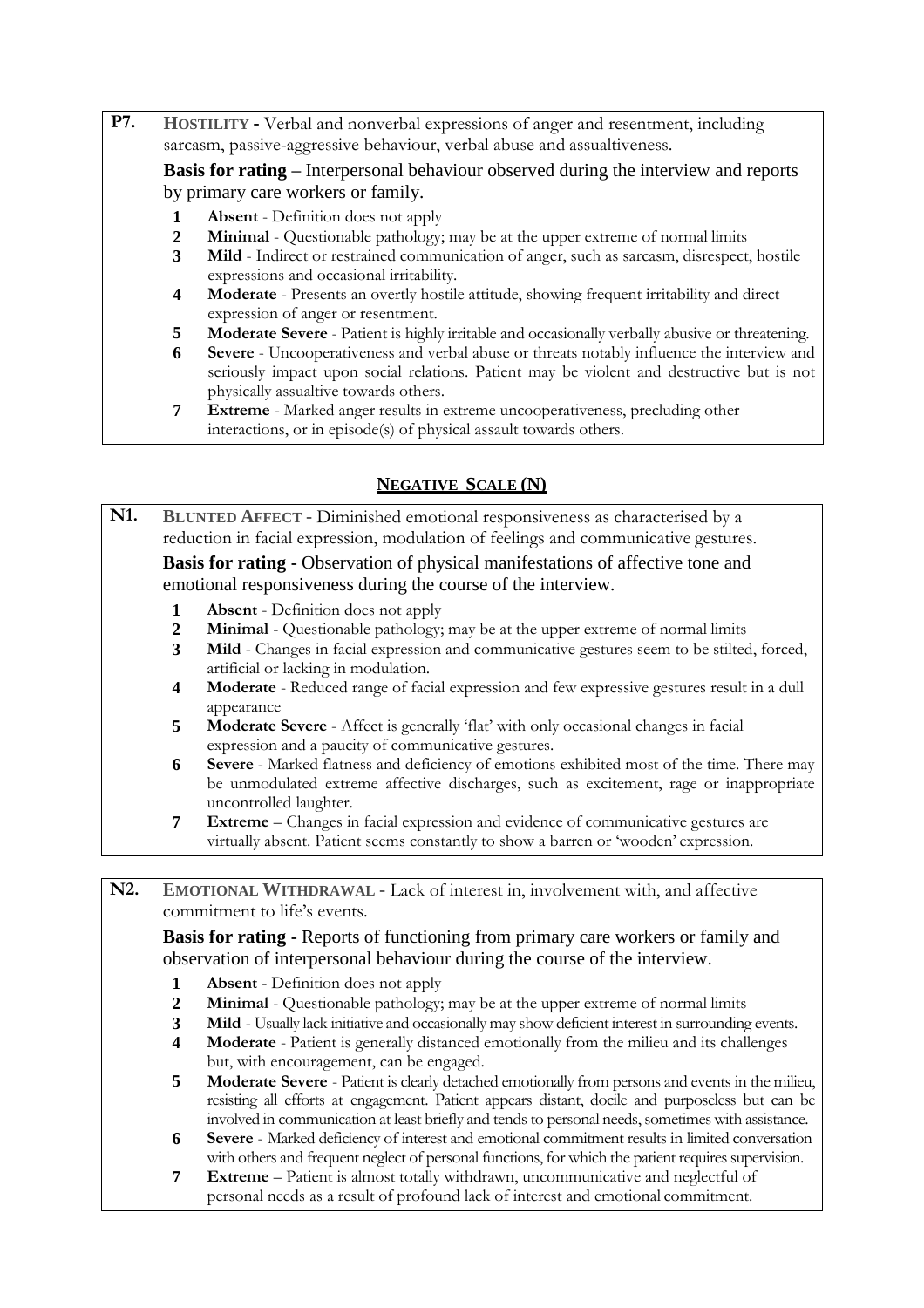**P7.** **HOSTILITY -** Verbal and nonverbal expressions of anger and resentment, including sarcasm, passive-aggressive behaviour, verbal abuse and assaultiveness.

**Basis for rating –** Interpersonal behaviour observed during the interview and reports by primary care workers or family.

- **1** **Absent** - Definition does not apply
- **2** **Minimal** - Questionable pathology; may be at the upper extreme of normal limits
- **3** **Mild** - Indirect or restrained communication of anger, such as sarcasm, disrespect, hostile expressions and occasional irritability.
- **4** **Moderate** - Presents an overtly hostile attitude, showing frequent irritability and direct expression of anger or resentment.
- **5** **Moderate Severe** - Patient is highly irritable and occasionally verbally abusive or threatening.
- **6** **Severe** - Uncooperativeness and verbal abuse or threats notably influence the interview and seriously impact upon social relations. Patient may be violent and destructive but is not physically assaultive towards others.
- **7** **Extreme** - Marked anger results in extreme uncooperativeness, precluding other interactions, or in episode(s) of physical assault towards others.

## NEGATIVE SCALE (N)

**N1.** **BLUNTED AFFECT -** Diminished emotional responsiveness as characterised by a reduction in facial expression, modulation of feelings and communicative gestures.

**Basis for rating -** Observation of physical manifestations of affective tone and emotional responsiveness during the course of the interview.

- **1** **Absent** - Definition does not apply
- **2** **Minimal** - Questionable pathology; may be at the upper extreme of normal limits
- **3** **Mild** - Changes in facial expression and communicative gestures seem to be stilted, forced, artificial or lacking in modulation.
- **4** **Moderate** - Reduced range of facial expression and few expressive gestures result in a dull appearance
- **5** **Moderate Severe** - Affect is generally 'flat' with only occasional changes in facial expression and a paucity of communicative gestures.
- **6** **Severe** - Marked flatness and deficiency of emotions exhibited most of the time. There may be unmodulated extreme affective discharges, such as excitement, rage or inappropriate uncontrolled laughter.
- **7** **Extreme** – Changes in facial expression and evidence of communicative gestures are virtually absent. Patient seems constantly to show a barren or 'wooden' expression.

**N2.** **EMOTIONAL WITHDRAWAL -** Lack of interest in, involvement with, and affective commitment to life's events.

**Basis for rating -** Reports of functioning from primary care workers or family and observation of interpersonal behaviour during the course of the interview.

- **1** **Absent** - Definition does not apply
- **2** **Minimal** - Questionable pathology; may be at the upper extreme of normal limits
- **3** **Mild** - Usually lack initiative and occasionally may show deficient interest in surrounding events.
- **4** **Moderate** - Patient is generally distanced emotionally from the milieu and its challenges but, with encouragement, can be engaged.
- **5** **Moderate Severe** - Patient is clearly detached emotionally from persons and events in the milieu, resisting all efforts at engagement. Patient appears distant, docile and purposeless but can be involved in communication at least briefly and tends to personal needs, sometimes with assistance.
- **6** **Severe** - Marked deficiency of interest and emotional commitment results in limited conversation with others and frequent neglect of personal functions, for which the patient requires supervision.
- **7** **Extreme** – Patient is almost totally withdrawn, uncommunicative and neglectful of personal needs as a result of profound lack of interest and emotional commitment.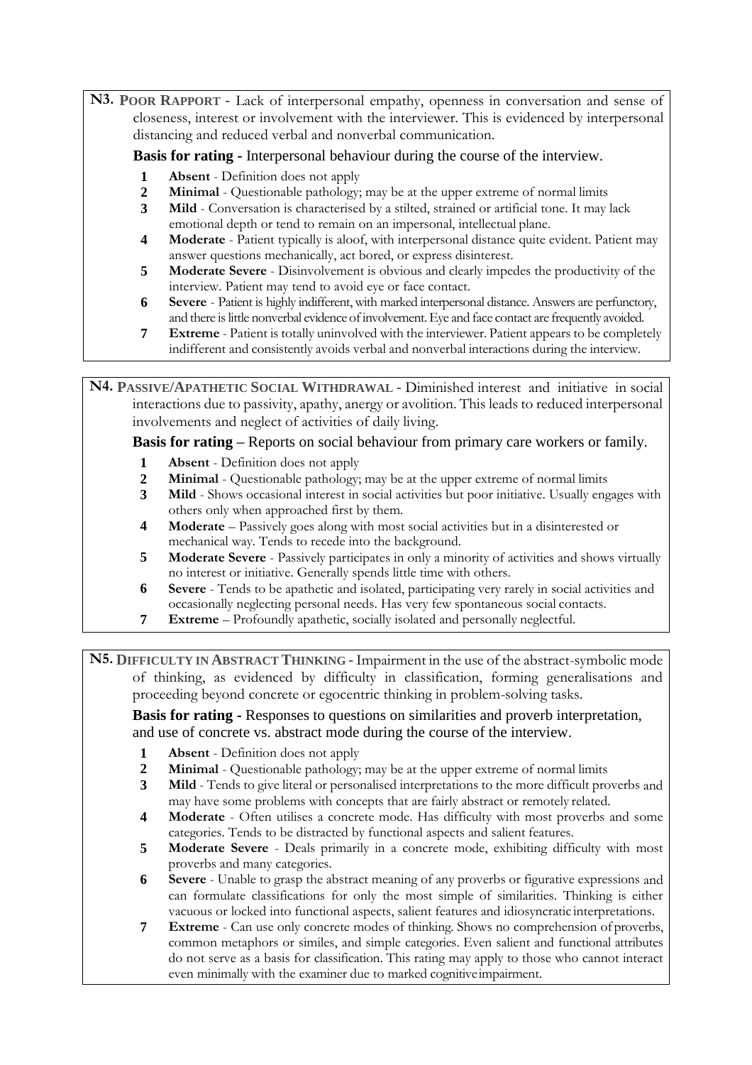**N3. POOR RAPPORT** - Lack of interpersonal empathy, openness in conversation and sense of closeness, interest or involvement with the interviewer. This is evidenced by interpersonal distancing and reduced verbal and nonverbal communication.

**Basis for rating -** Interpersonal behaviour during the course of the interview.

1. **Absent** - Definition does not apply
2. **Minimal** - Questionable pathology; may be at the upper extreme of normal limits
3. **Mild** - Conversation is characterised by a stilted, strained or artificial tone. It may lack emotional depth or tend to remain on an impersonal, intellectual plane.
4. **Moderate** - Patient typically is aloof, with interpersonal distance quite evident. Patient may answer questions mechanically, act bored, or express disinterest.
5. **Moderate Severe** - Disinvolvement is obvious and clearly impedes the productivity of the interview. Patient may tend to avoid eye or face contact.
6. **Severe** - Patient is highly indifferent, with marked interpersonal distance. Answers are perfunctory, and there is little nonverbal evidence of involvement. Eye and face contact are frequently avoided.
7. **Extreme** - Patient is totally uninvolved with the interviewer. Patient appears to be completely indifferent and consistently avoids verbal and nonverbal interactions during the interview.

**N4. PASSIVE/APATHETIC SOCIAL WITHDRAWAL** - Diminished interest and initiative in social interactions due to passivity, apathy, anergy or avolition. This leads to reduced interpersonal involvements and neglect of activities of daily living.

**Basis for rating –** Reports on social behaviour from primary care workers or family.

1. **Absent** - Definition does not apply
2. **Minimal** - Questionable pathology; may be at the upper extreme of normal limits
3. **Mild** - Shows occasional interest in social activities but poor initiative. Usually engages with others only when approached first by them.
4. **Moderate** – Passively goes along with most social activities but in a disinterested or mechanical way. Tends to recede into the background.
5. **Moderate Severe** - Passively participates in only a minority of activities and shows virtually no interest or initiative. Generally spends little time with others.
6. **Severe** - Tends to be apathetic and isolated, participating very rarely in social activities and occasionally neglecting personal needs. Has very few spontaneous social contacts.
7. **Extreme** – Profoundly apathetic, socially isolated and personally neglectful.

**N5. DIFFICULTY IN ABSTRACT THINKING** - Impairment in the use of the abstract-symbolic mode of thinking, as evidenced by difficulty in classification, forming generalisations and proceeding beyond concrete or egocentric thinking in problem-solving tasks.

**Basis for rating -** Responses to questions on similarities and proverb interpretation, and use of concrete vs. abstract mode during the course of the interview.

1. **Absent** - Definition does not apply
2. **Minimal** - Questionable pathology; may be at the upper extreme of normal limits
3. **Mild** - Tends to give literal or personalised interpretations to the more difficult proverbs and may have some problems with concepts that are fairly abstract or remotely related.
4. **Moderate** - Often utilises a concrete mode. Has difficulty with most proverbs and some categories. Tends to be distracted by functional aspects and salient features.
5. **Moderate Severe** - Deals primarily in a concrete mode, exhibiting difficulty with most proverbs and many categories.
6. **Severe** - Unable to grasp the abstract meaning of any proverbs or figurative expressions and can formulate classifications for only the most simple of similarities. Thinking is either vacuous or locked into functional aspects, salient features and idiosyncratic interpretations.
7. **Extreme** - Can use only concrete modes of thinking. Shows no comprehension of proverbs, common metaphors or similes, and simple categories. Even salient and functional attributes do not serve as a basis for classification. This rating may apply to those who cannot interact even minimally with the examiner due to marked cognitive impairment.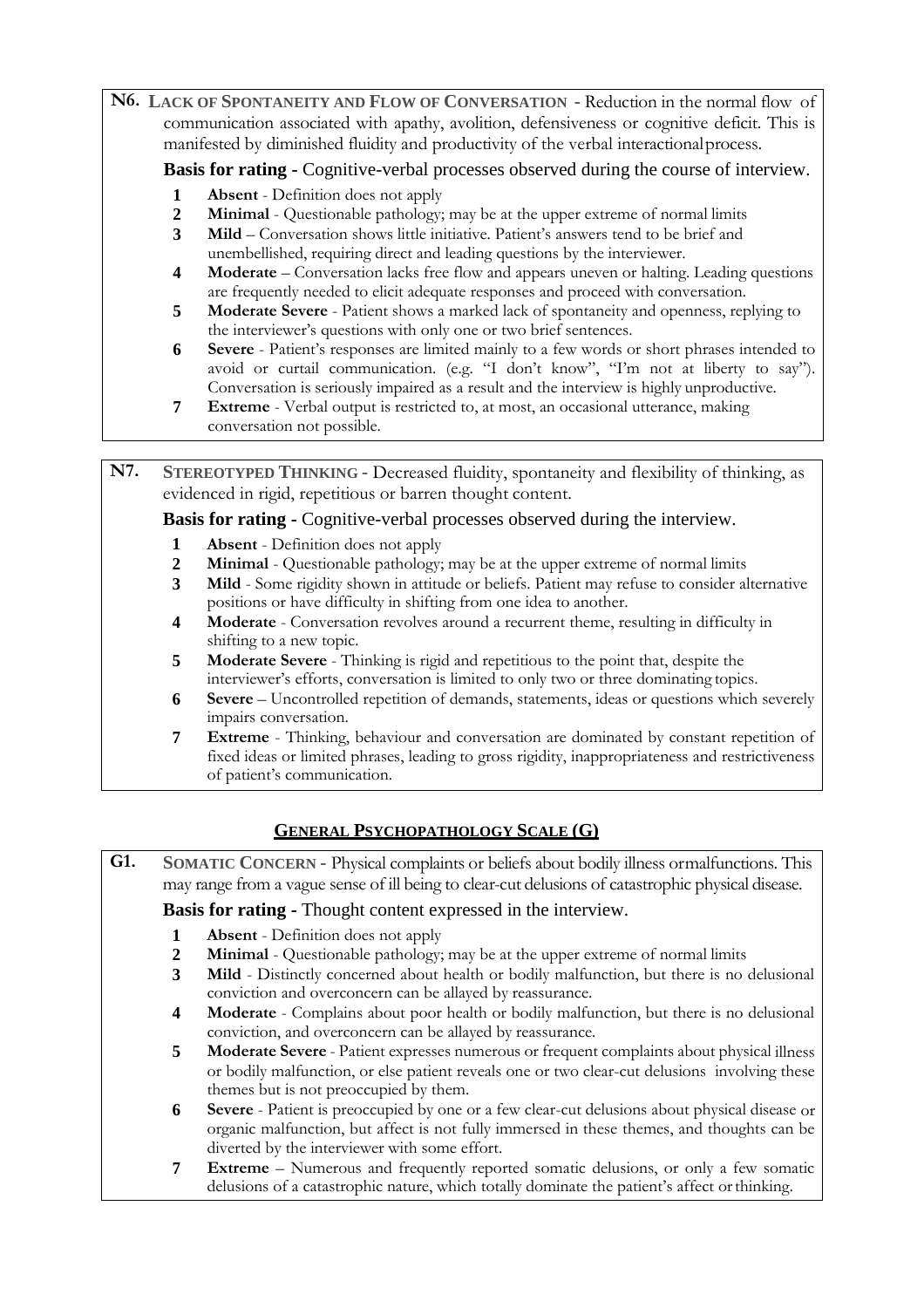**N6. Lack of Spontaneity and Flow of Conversation** - Reduction in the normal flow of communication associated with apathy, avolition, defensiveness or cognitive deficit. This is manifested by diminished fluidity and productivity of the verbal interactional process.

**Basis for rating -** Cognitive-verbal processes observed during the course of interview.

1. **Absent** - Definition does not apply
2. **Minimal** - Questionable pathology; may be at the upper extreme of normal limits
3. **Mild** – Conversation shows little initiative. Patient's answers tend to be brief and unembellished, requiring direct and leading questions by the interviewer.
4. **Moderate** – Conversation lacks free flow and appears uneven or halting. Leading questions are frequently needed to elicit adequate responses and proceed with conversation.
5. **Moderate Severe** - Patient shows a marked lack of spontaneity and openness, replying to the interviewer's questions with only one or two brief sentences.
6. **Severe** - Patient's responses are limited mainly to a few words or short phrases intended to avoid or curtail communication. (e.g. "I don't know", "I'm not at liberty to say"). Conversation is seriously impaired as a result and the interview is highly unproductive.
7. **Extreme** - Verbal output is restricted to, at most, an occasional utterance, making conversation not possible.

**N7. Stereotyped Thinking** - Decreased fluidity, spontaneity and flexibility of thinking, as evidenced in rigid, repetitious or barren thought content.

**Basis for rating -** Cognitive-verbal processes observed during the interview.

1. **Absent** - Definition does not apply
2. **Minimal** - Questionable pathology; may be at the upper extreme of normal limits
3. **Mild** - Some rigidity shown in attitude or beliefs. Patient may refuse to consider alternative positions or have difficulty in shifting from one idea to another.
4. **Moderate** - Conversation revolves around a recurrent theme, resulting in difficulty in shifting to a new topic.
5. **Moderate Severe** - Thinking is rigid and repetitious to the point that, despite the interviewer's efforts, conversation is limited to only two or three dominating topics.
6. **Severe** – Uncontrolled repetition of demands, statements, ideas or questions which severely impairs conversation.
7. **Extreme** - Thinking, behaviour and conversation are dominated by constant repetition of fixed ideas or limited phrases, leading to gross rigidity, inappropriateness and restrictiveness of patient's communication.

## General Psychopathology Scale (G)

**G1. Somatic Concern** - Physical complaints or beliefs about bodily illness or malfunctions. This may range from a vague sense of ill being to clear-cut delusions of catastrophic physical disease.

**Basis for rating -** Thought content expressed in the interview.

1. **Absent** - Definition does not apply
2. **Minimal** - Questionable pathology; may be at the upper extreme of normal limits
3. **Mild** - Distinctly concerned about health or bodily malfunction, but there is no delusional conviction and overconcern can be allayed by reassurance.
4. **Moderate** - Complains about poor health or bodily malfunction, but there is no delusional conviction, and overconcern can be allayed by reassurance.
5. **Moderate Severe** - Patient expresses numerous or frequent complaints about physical illness or bodily malfunction, or else patient reveals one or two clear-cut delusions involving these themes but is not preoccupied by them.
6. **Severe** - Patient is preoccupied by one or a few clear-cut delusions about physical disease or organic malfunction, but affect is not fully immersed in these themes, and thoughts can be diverted by the interviewer with some effort.
7. **Extreme** – Numerous and frequently reported somatic delusions, or only a few somatic delusions of a catastrophic nature, which totally dominate the patient's affect or thinking.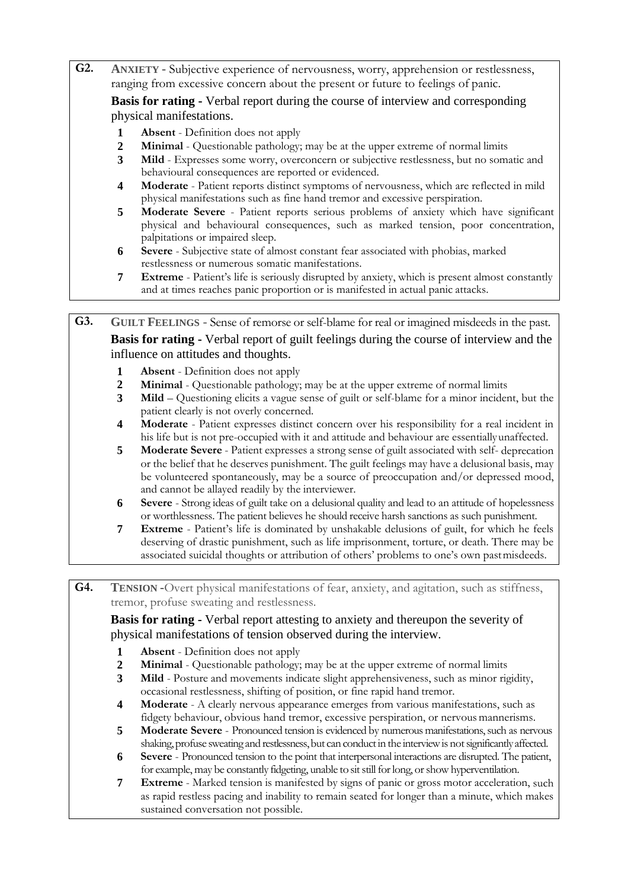**G2.** **ANXIETY** - Subjective experience of nervousness, worry, apprehension or restlessness, ranging from excessive concern about the present or future to feelings of panic.

**Basis for rating -** Verbal report during the course of interview and corresponding physical manifestations.

1. **Absent** - Definition does not apply
2. **Minimal** - Questionable pathology; may be at the upper extreme of normal limits
3. **Mild** - Expresses some worry, overconcern or subjective restlessness, but no somatic and behavioural consequences are reported or evidenced.
4. **Moderate** - Patient reports distinct symptoms of nervousness, which are reflected in mild physical manifestations such as fine hand tremor and excessive perspiration.
5. **Moderate Severe** - Patient reports serious problems of anxiety which have significant physical and behavioural consequences, such as marked tension, poor concentration, palpitations or impaired sleep.
6. **Severe** - Subjective state of almost constant fear associated with phobias, marked restlessness or numerous somatic manifestations.
7. **Extreme** - Patient's life is seriously disrupted by anxiety, which is present almost constantly and at times reaches panic proportion or is manifested in actual panic attacks.

**G3.** **GUILT FEELINGS** - Sense of remorse or self-blame for real or imagined misdeeds in the past.

**Basis for rating -** Verbal report of guilt feelings during the course of interview and the influence on attitudes and thoughts.

1. **Absent** - Definition does not apply
2. **Minimal** - Questionable pathology; may be at the upper extreme of normal limits
3. **Mild** – Questioning elicits a vague sense of guilt or self-blame for a minor incident, but the patient clearly is not overly concerned.
4. **Moderate** - Patient expresses distinct concern over his responsibility for a real incident in his life but is not pre-occupied with it and attitude and behaviour are essentially unaffected.
5. **Moderate Severe** - Patient expresses a strong sense of guilt associated with self- deprecation or the belief that he deserves punishment. The guilt feelings may have a delusional basis, may be volunteered spontaneously, may be a source of preoccupation and/or depressed mood, and cannot be allayed readily by the interviewer.
6. **Severe** - Strong ideas of guilt take on a delusional quality and lead to an attitude of hopelessness or worthlessness. The patient believes he should receive harsh sanctions as such punishment.
7. **Extreme** - Patient's life is dominated by unshakable delusions of guilt, for which he feels deserving of drastic punishment, such as life imprisonment, torture, or death. There may be associated suicidal thoughts or attribution of others' problems to one's own past misdeeds.

**G4.** **TENSION** -Overt physical manifestations of fear, anxiety, and agitation, such as stiffness, tremor, profuse sweating and restlessness.

**Basis for rating -** Verbal report attesting to anxiety and thereupon the severity of physical manifestations of tension observed during the interview.

1. **Absent** - Definition does not apply
2. **Minimal** - Questionable pathology; may be at the upper extreme of normal limits
3. **Mild** - Posture and movements indicate slight apprehensiveness, such as minor rigidity, occasional restlessness, shifting of position, or fine rapid hand tremor.
4. **Moderate** - A clearly nervous appearance emerges from various manifestations, such as fidgety behaviour, obvious hand tremor, excessive perspiration, or nervous mannerisms.
5. **Moderate Severe** - Pronounced tension is evidenced by numerous manifestations, such as nervous shaking, profuse sweating and restlessness, but can conduct in the interview is not significantly affected.
6. **Severe** - Pronounced tension to the point that interpersonal interactions are disrupted. The patient, for example, may be constantly fidgeting, unable to sit still for long, or show hyperventilation.
7. **Extreme** - Marked tension is manifested by signs of panic or gross motor acceleration, such as rapid restless pacing and inability to remain seated for longer than a minute, which makes sustained conversation not possible.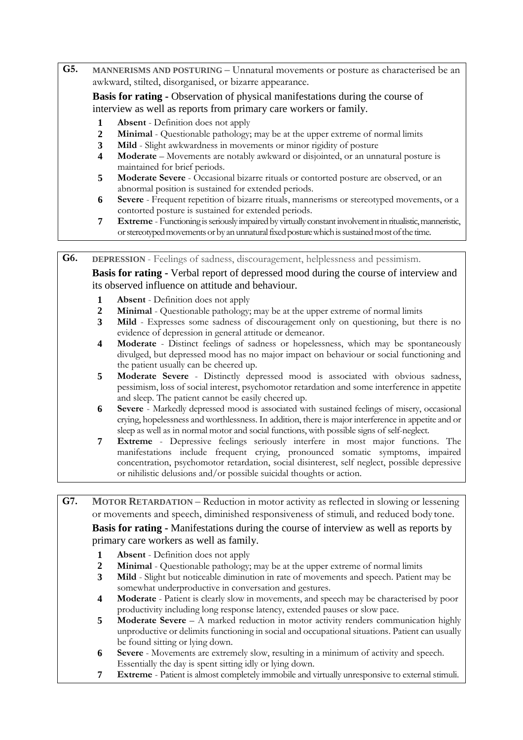**G5.** **MANNERISMS AND POSTURING** – Unnatural movements or posture as characterised be an awkward, stilted, disorganised, or bizarre appearance.

**Basis for rating -** Observation of physical manifestations during the course of interview as well as reports from primary care workers or family.

1. **Absent** - Definition does not apply
2. **Minimal** - Questionable pathology; may be at the upper extreme of normal limits
3. **Mild** - Slight awkwardness in movements or minor rigidity of posture
4. **Moderate** – Movements are notably awkward or disjointed, or an unnatural posture is maintained for brief periods.
5. **Moderate Severe** - Occasional bizarre rituals or contorted posture are observed, or an abnormal position is sustained for extended periods.
6. **Severe** - Frequent repetition of bizarre rituals, mannerisms or stereotyped movements, or a contorted posture is sustained for extended periods.
7. **Extreme** - Functioning is seriously impaired by virtually constant involvement in ritualistic, manneristic, or stereotyped movements or by an unnatural fixed posture which is sustained most of the time.

**G6.** **DEPRESSION** - Feelings of sadness, discouragement, helplessness and pessimism.

**Basis for rating -** Verbal report of depressed mood during the course of interview and its observed influence on attitude and behaviour.

1. **Absent** - Definition does not apply
2. **Minimal** - Questionable pathology; may be at the upper extreme of normal limits
3. **Mild** - Expresses some sadness of discouragement only on questioning, but there is no evidence of depression in general attitude or demeanor.
4. **Moderate** - Distinct feelings of sadness or hopelessness, which may be spontaneously divulged, but depressed mood has no major impact on behaviour or social functioning and the patient usually can be cheered up.
5. **Moderate Severe** - Distinctly depressed mood is associated with obvious sadness, pessimism, loss of social interest, psychomotor retardation and some interference in appetite and sleep. The patient cannot be easily cheered up.
6. **Severe** - Markedly depressed mood is associated with sustained feelings of misery, occasional crying, hopelessness and worthlessness. In addition, there is major interference in appetite and or sleep as well as in normal motor and social functions, with possible signs of self-neglect.
7. **Extreme** - Depressive feelings seriously interfere in most major functions. The manifestations include frequent crying, pronounced somatic symptoms, impaired concentration, psychomotor retardation, social disinterest, self neglect, possible depressive or nihilistic delusions and/or possible suicidal thoughts or action.

**G7.** **MOTOR RETARDATION** – Reduction in motor activity as reflected in slowing or lessening or movements and speech, diminished responsiveness of stimuli, and reduced body tone.

**Basis for rating -** Manifestations during the course of interview as well as reports by primary care workers as well as family.

1. **Absent** - Definition does not apply
2. **Minimal** - Questionable pathology; may be at the upper extreme of normal limits
3. **Mild** - Slight but noticeable diminution in rate of movements and speech. Patient may be somewhat underproductive in conversation and gestures.
4. **Moderate** - Patient is clearly slow in movements, and speech may be characterised by poor productivity including long response latency, extended pauses or slow pace.
5. **Moderate Severe** – A marked reduction in motor activity renders communication highly unproductive or delimits functioning in social and occupational situations. Patient can usually be found sitting or lying down.
6. **Severe** - Movements are extremely slow, resulting in a minimum of activity and speech. Essentially the day is spent sitting idly or lying down.
7. **Extreme** - Patient is almost completely immobile and virtually unresponsive to external stimuli.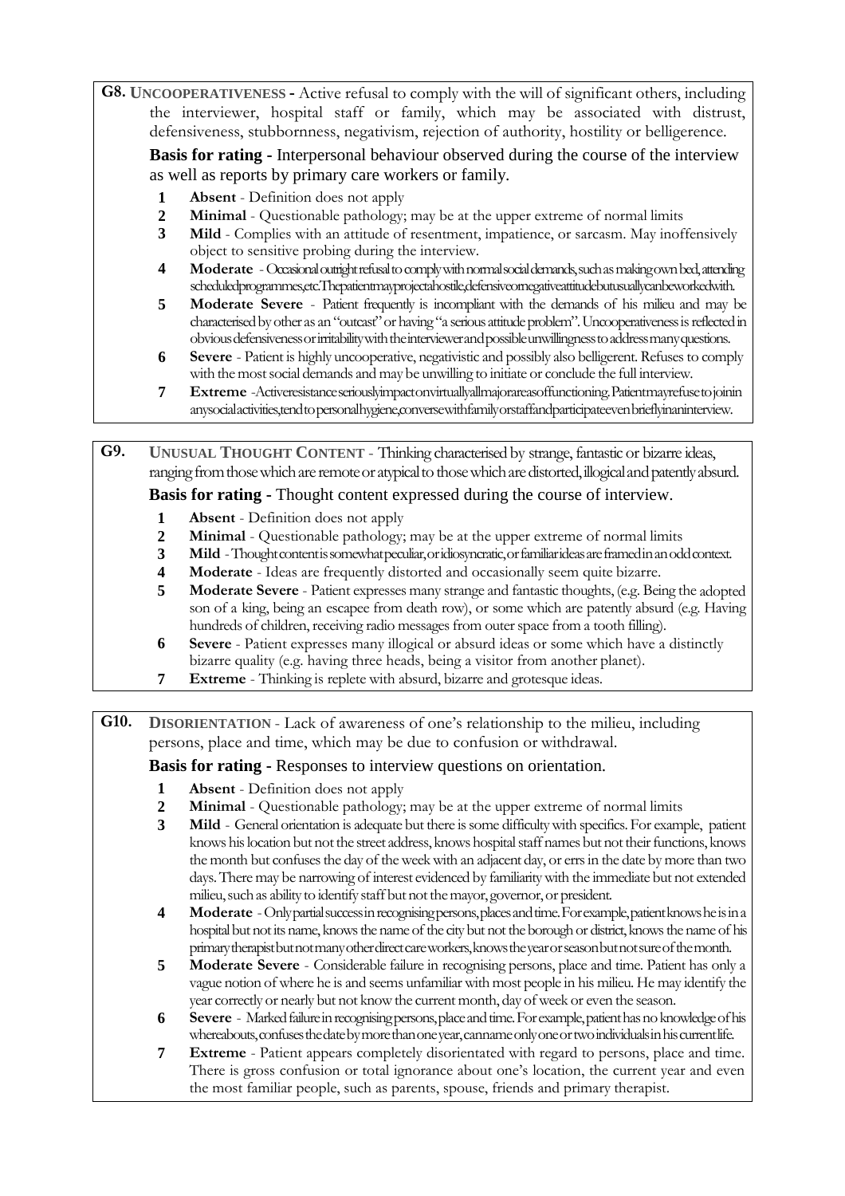**G8. UNCOOPERATIVENESS -** Active refusal to comply with the will of significant others, including the interviewer, hospital staff or family, which may be associated with distrust, defensiveness, stubbornness, negativism, rejection of authority, hostility or belligerence.

**Basis for rating -** Interpersonal behaviour observed during the course of the interview as well as reports by primary care workers or family.

1. **Absent** - Definition does not apply
2. **Minimal** - Questionable pathology; may be at the upper extreme of normal limits
3. **Mild** - Complies with an attitude of resentment, impatience, or sarcasm. May inoffensively object to sensitive probing during the interview.
4. **Moderate** - Occasional outright refusal to comply with normal social demands, such as making own bed, attending scheduled programmes, etc. The patient may project a hostile, defensive or negative attitude but usually can be worked with.
5. **Moderate Severe** - Patient frequently is incompliant with the demands of his milieu and may be characterised by other as an "outcast" or having "a serious attitude problem". Uncooperativeness is reflected in obvious defensiveness or irritability with the interviewer and possible unwillingness to address many questions.
6. **Severe** - Patient is highly uncooperative, negativistic and possibly also belligerent. Refuses to comply with the most social demands and may be unwilling to initiate or conclude the full interview.
7. **Extreme** - Active resistance seriously impact on virtually all major areas of functioning. Patient may refuse to join in any social activities, tend to personal hygiene, converse with family or staff and participate even briefly in an interview.

**G9. UNUSUAL THOUGHT CONTENT** - Thinking characterised by strange, fantastic or bizarre ideas, ranging from those which are remote or atypical to those which are distorted, illogical and patently absurd.

**Basis for rating -** Thought content expressed during the course of interview.

1. **Absent** - Definition does not apply
2. **Minimal** - Questionable pathology; may be at the upper extreme of normal limits
3. **Mild** - Thought content is somewhat peculiar, or idiosyncratic, or familiar ideas are framed in an odd context.
4. **Moderate** - Ideas are frequently distorted and occasionally seem quite bizarre.
5. **Moderate Severe** - Patient expresses many strange and fantastic thoughts, (e.g. Being the adopted son of a king, being an escapee from death row), or some which are patently absurd (e.g. Having hundreds of children, receiving radio messages from outer space from a tooth filling).
6. **Severe** - Patient expresses many illogical or absurd ideas or some which have a distinctly bizarre quality (e.g. having three heads, being a visitor from another planet).
7. **Extreme** - Thinking is replete with absurd, bizarre and grotesque ideas.

**G10. DISORIENTATION** - Lack of awareness of one's relationship to the milieu, including persons, place and time, which may be due to confusion or withdrawal.

**Basis for rating -** Responses to interview questions on orientation.

1. **Absent** - Definition does not apply
2. **Minimal** - Questionable pathology; may be at the upper extreme of normal limits
3. **Mild** - General orientation is adequate but there is some difficulty with specifics. For example, patient knows his location but not the street address, knows hospital staff names but not their functions, knows the month but confuses the day of the week with an adjacent day, or errs in the date by more than two days. There may be narrowing of interest evidenced by familiarity with the immediate but not extended milieu, such as ability to identify staff but not the mayor, governor, or president.
4. **Moderate** - Only partial success in recognising persons, places and time. For example, patient knows he is in a hospital but not its name, knows the name of the city but not the borough or district, knows the name of his primary therapist but not many other direct care workers, knows the year or season but not sure of the month.
5. **Moderate Severe** - Considerable failure in recognising persons, place and time. Patient has only a vague notion of where he is and seems unfamiliar with most people in his milieu. He may identify the year correctly or nearly but not know the current month, day of week or even the season.
6. **Severe** - Marked failure in recognising persons, place and time. For example, patient has no knowledge of his whereabouts, confuses the date by more than one year, can name only one or two individuals in his current life.
7. **Extreme** - Patient appears completely disorientated with regard to persons, place and time. There is gross confusion or total ignorance about one's location, the current year and even the most familiar people, such as parents, spouse, friends and primary therapist.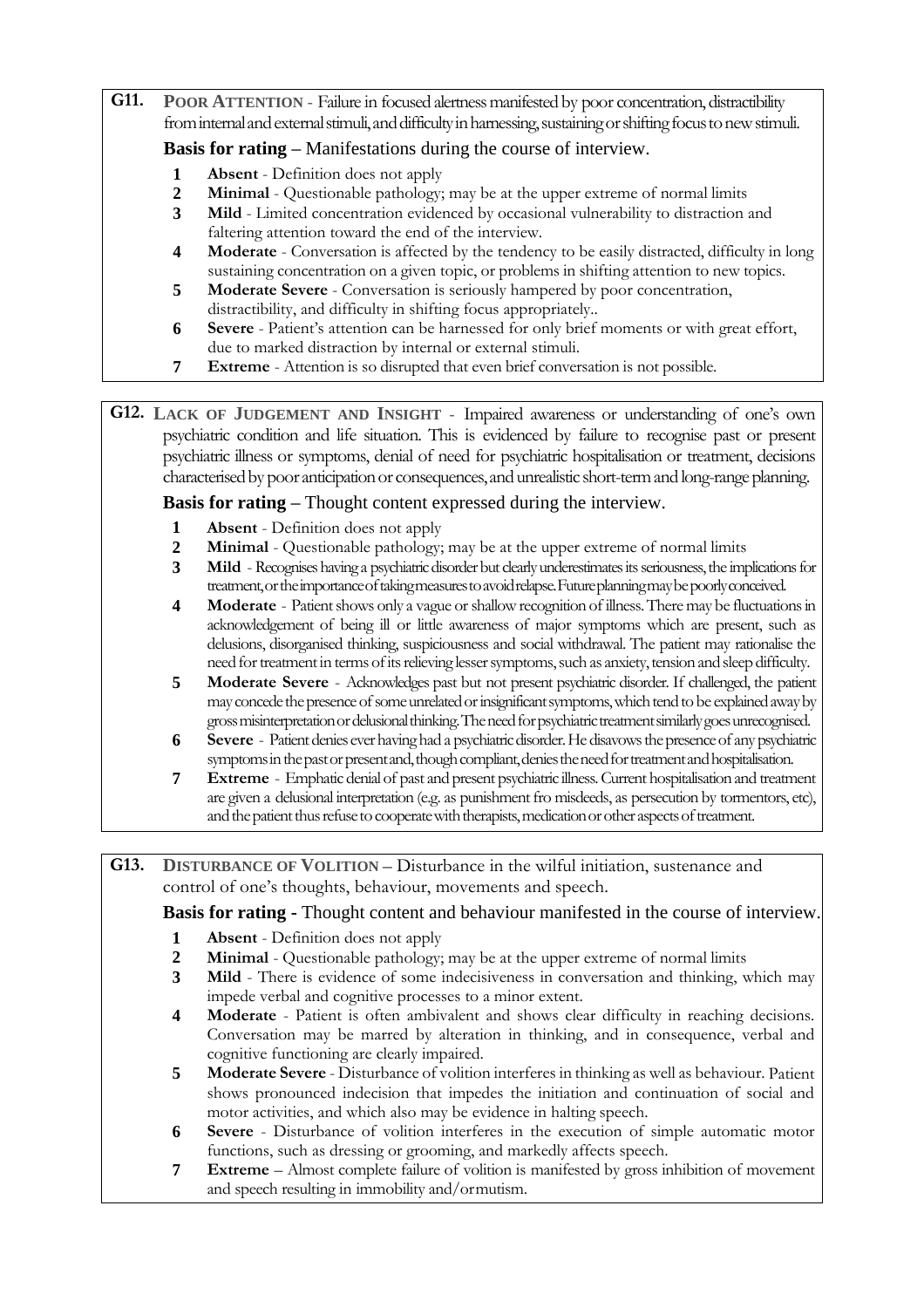**G11. POOR ATTENTION** - Failure in focused alertness manifested by poor concentration, distractibility from internal and external stimuli, and difficulty in harnessing, sustaining or shifting focus to new stimuli.

**Basis for rating –** Manifestations during the course of interview.

1. **Absent** - Definition does not apply
2. **Minimal** - Questionable pathology; may be at the upper extreme of normal limits
3. **Mild** - Limited concentration evidenced by occasional vulnerability to distraction and faltering attention toward the end of the interview.
4. **Moderate** - Conversation is affected by the tendency to be easily distracted, difficulty in long sustaining concentration on a given topic, or problems in shifting attention to new topics.
5. **Moderate Severe** - Conversation is seriously hampered by poor concentration, distractibility, and difficulty in shifting focus appropriately..
6. **Severe** - Patient's attention can be harnessed for only brief moments or with great effort, due to marked distraction by internal or external stimuli.
7. **Extreme** - Attention is so disrupted that even brief conversation is not possible.

**G12. LACK OF JUDGEMENT AND INSIGHT** - Impaired awareness or understanding of one's own psychiatric condition and life situation. This is evidenced by failure to recognise past or present psychiatric illness or symptoms, denial of need for psychiatric hospitalisation or treatment, decisions characterised by poor anticipation or consequences, and unrealistic short-term and long-range planning.

**Basis for rating –** Thought content expressed during the interview.

1. **Absent** - Definition does not apply
2. **Minimal** - Questionable pathology; may be at the upper extreme of normal limits
3. **Mild** - Recognises having a psychiatric disorder but clearly underestimates its seriousness, the implications for treatment, or the importance of taking measures to avoid relapse. Future planning may be poorly conceived.
4. **Moderate** - Patient shows only a vague or shallow recognition of illness. There may be fluctuations in acknowledgement of being ill or little awareness of major symptoms which are present, such as delusions, disorganised thinking, suspiciousness and social withdrawal. The patient may rationalise the need for treatment in terms of its relieving lesser symptoms, such as anxiety, tension and sleep difficulty.
5. **Moderate Severe** - Acknowledges past but not present psychiatric disorder. If challenged, the patient may concede the presence of some unrelated or insignificant symptoms, which tend to be explained away by gross misinterpretation or delusional thinking. The need for psychiatric treatment similarly goes unrecognised.
6. **Severe** - Patient denies ever having had a psychiatric disorder. He disavows the presence of any psychiatric symptoms in the past or present and, though compliant, denies the need for treatment and hospitalisation.
7. **Extreme** - Emphatic denial of past and present psychiatric illness. Current hospitalisation and treatment are given a delusional interpretation (e.g. as punishment fro misdeeds, as persecution by tormentors, etc), and the patient thus refuse to cooperate with therapists, medication or other aspects of treatment.

**G13. DISTURBANCE OF VOLITION** – Disturbance in the wilful initiation, sustenance and control of one's thoughts, behaviour, movements and speech.

**Basis for rating -** Thought content and behaviour manifested in the course of interview.

1. **Absent** - Definition does not apply
2. **Minimal** - Questionable pathology; may be at the upper extreme of normal limits
3. **Mild** - There is evidence of some indecisiveness in conversation and thinking, which may impede verbal and cognitive processes to a minor extent.
4. **Moderate** - Patient is often ambivalent and shows clear difficulty in reaching decisions. Conversation may be marred by alteration in thinking, and in consequence, verbal and cognitive functioning are clearly impaired.
5. **Moderate Severe** - Disturbance of volition interferes in thinking as well as behaviour. Patient shows pronounced indecision that impedes the initiation and continuation of social and motor activities, and which also may be evidence in halting speech.
6. **Severe** - Disturbance of volition interferes in the execution of simple automatic motor functions, such as dressing or grooming, and markedly affects speech.
7. **Extreme** – Almost complete failure of volition is manifested by gross inhibition of movement and speech resulting in immobility and/or mutism.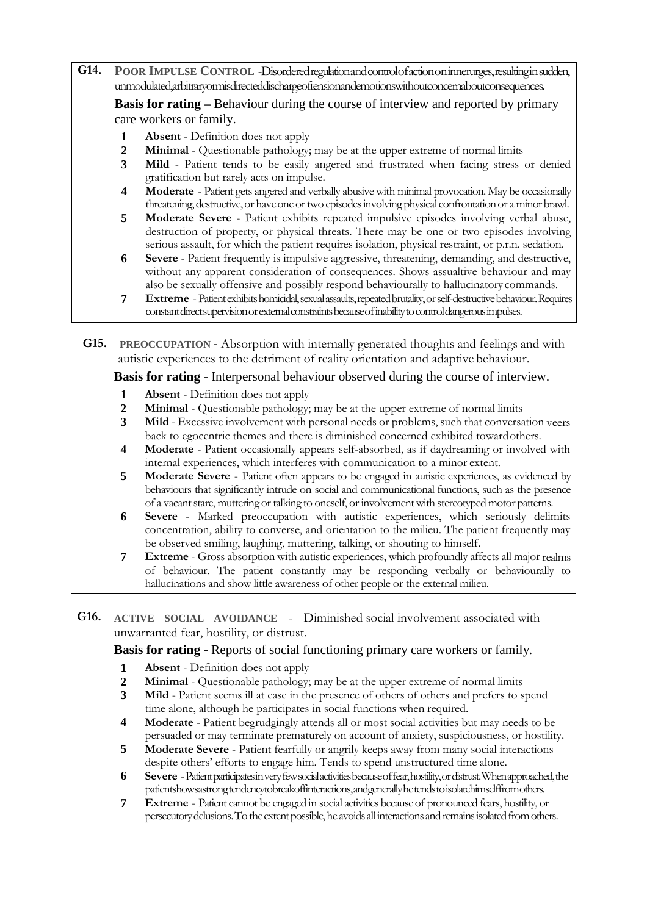**G14. POOR IMPULSE CONTROL** - Disordered regulation and control of action on inner urges, resulting in sudden, unmodulated, arbitrary or misdirected discharge of tension and emotions without concern about consequences.

**Basis for rating –** Behaviour during the course of interview and reported by primary care workers or family.

1. **Absent** - Definition does not apply
2. **Minimal** - Questionable pathology; may be at the upper extreme of normal limits
3. **Mild** - Patient tends to be easily angered and frustrated when facing stress or denied gratification but rarely acts on impulse.
4. **Moderate** - Patient gets angered and verbally abusive with minimal provocation. May be occasionally threatening, destructive, or have one or two episodes involving physical confrontation or a minor brawl.
5. **Moderate Severe** - Patient exhibits repeated impulsive episodes involving verbal abuse, destruction of property, or physical threats. There may be one or two episodes involving serious assault, for which the patient requires isolation, physical restraint, or p.r.n. sedation.
6. **Severe** - Patient frequently is impulsive aggressive, threatening, demanding, and destructive, without any apparent consideration of consequences. Shows assualtive behaviour and may also be sexually offensive and possibly respond behaviourally to hallucinatory commands.
7. **Extreme** - Patient exhibits homicidal, sexual assaults, repeated brutality, or self-destructive behaviour. Requires constant direct supervision or external constraints because of inability to control dangerous impulses.

**G15. PREOCCUPATION** - Absorption with internally generated thoughts and feelings and with autistic experiences to the detriment of reality orientation and adaptive behaviour.

**Basis for rating -** Interpersonal behaviour observed during the course of interview.

1. **Absent** - Definition does not apply
2. **Minimal** - Questionable pathology; may be at the upper extreme of normal limits
3. **Mild** - Excessive involvement with personal needs or problems, such that conversation veers back to egocentric themes and there is diminished concerned exhibited toward others.
4. **Moderate** - Patient occasionally appears self-absorbed, as if daydreaming or involved with internal experiences, which interferes with communication to a minor extent.
5. **Moderate Severe** - Patient often appears to be engaged in autistic experiences, as evidenced by behaviours that significantly intrude on social and communicational functions, such as the presence of a vacant stare, muttering or talking to oneself, or involvement with stereotyped motor patterns.
6. **Severe** - Marked preoccupation with autistic experiences, which seriously delimits concentration, ability to converse, and orientation to the milieu. The patient frequently may be observed smiling, laughing, muttering, talking, or shouting to himself.
7. **Extreme** - Gross absorption with autistic experiences, which profoundly affects all major realms of behaviour. The patient constantly may be responding verbally or behaviourally to hallucinations and show little awareness of other people or the external milieu.

**G16. ACTIVE SOCIAL AVOIDANCE** - Diminished social involvement associated with unwarranted fear, hostility, or distrust.

**Basis for rating -** Reports of social functioning primary care workers or family.

1. **Absent** - Definition does not apply
2. **Minimal** - Questionable pathology; may be at the upper extreme of normal limits
3. **Mild** - Patient seems ill at ease in the presence of others of others and prefers to spend time alone, although he participates in social functions when required.
4. **Moderate** - Patient begrudgingly attends all or most social activities but may needs to be persuaded or may terminate prematurely on account of anxiety, suspiciousness, or hostility.
5. **Moderate Severe** - Patient fearfully or angrily keeps away from many social interactions despite others' efforts to engage him. Tends to spend unstructured time alone.
6. **Severe** - Patient participates in very few social activities because of fear, hostility, or distrust. When approached, the patient shows a strong tendency to break off interactions, and generally he tends to isolate himself from others.
7. **Extreme** - Patient cannot be engaged in social activities because of pronounced fears, hostility, or persecutory delusions. To the extent possible, he avoids all interactions and remains isolated from others.